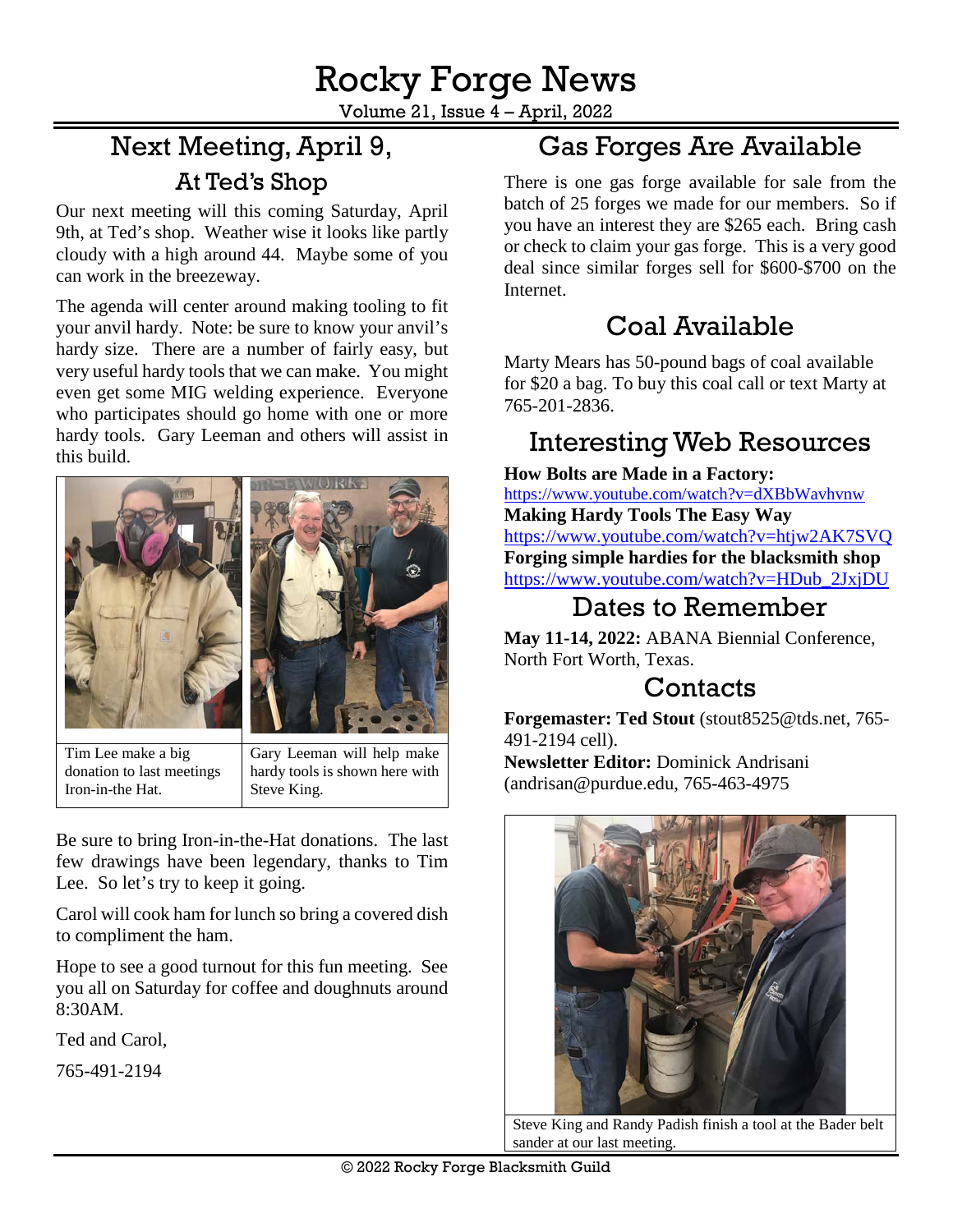# Rocky Forge News

Volume 21, Issue 4 – April, 2022

## Next Meeting, April 9, At Ted's Shop

Our next meeting will this coming Saturday, April 9th, at Ted's shop. Weather wise it looks like partly cloudy with a high around 44. Maybe some of you can work in the breezeway.

The agenda will center around making tooling to fit your anvil hardy. Note: be sure to know your anvil's hardy size. There are a number of fairly easy, but very useful hardy tools that we can make. You might even get some MIG welding experience. Everyone who participates should go home with one or more hardy tools. Gary Leeman and others will assist in this build.

Tim Lee make a big donation to last meetings Iron-in-the Hat.

Gary Leeman will help make hardy tools is shown here with Steve King.

Be sure to bring Iron-in-the-Hat donations. The last few drawings have been legendary, thanks to Tim Lee. So let's try to keep it going.

Carol will cook ham for lunch so bring a covered dish to compliment the ham.

Hope to see a good turnout for this fun meeting. See you all on Saturday for coffee and doughnuts around 8:30AM.

Ted and Carol,

765-491-2194

## Gas Forges Are Available

There is one gas forge available for sale from the batch of 25 forges we made for our members. So if you have an interest they are $265 each. Bring cash or check to claim your gas forge. This is a very good deal since similar forges sell for $600-$700 on the Internet.

## Coal Available

Marty Mears has 50-pound bags of coal available for $20 a bag. To buy this coal call or text Marty at 765-201-2836.

## Interesting Web Resources

**How Bolts are Made in a Factory:**
https://www.youtube.com/watch?v=dXBbWavhvnw
**Making Hardy Tools The Easy Way**
https://www.youtube.com/watch?v=htjw2AK7SVQ
**Forging simple hardies for the blacksmith shop**
https://www.youtube.com/watch?v=HDub_2JxjDU

## Dates to Remember

**May 11-14, 2022:** ABANA Biennial Conference, North Fort Worth, Texas.

## Contacts

**Forgemaster: Ted Stout** (stout8525@tds.net, 765-491-2194 cell).
**Newsletter Editor:** Dominick Andrisani (andrisan@purdue.edu, 765-463-4975

Steve King and Randy Padish finish a tool at the Bader belt sander at our last meeting.

© 2022 Rocky Forge Blacksmith Guild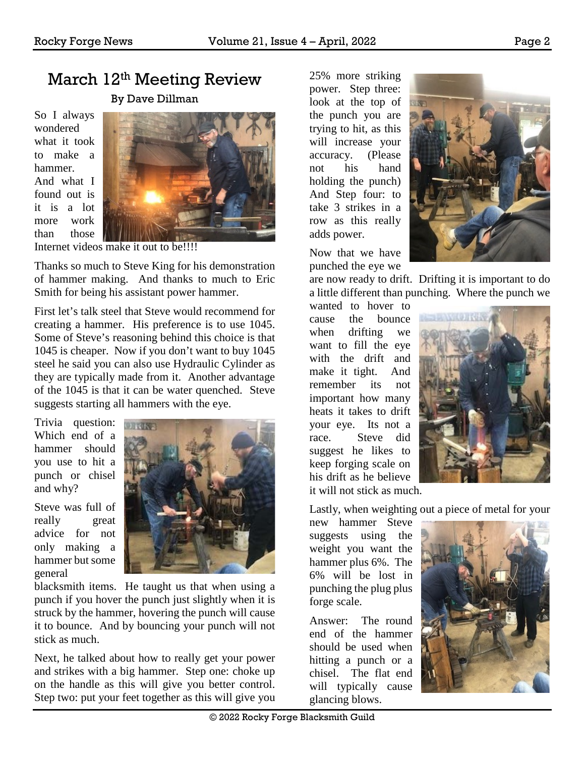# March 12th Meeting Review

By Dave Dillman

So I always wondered what it took to make a hammer. And what I found out is it is a lot more work than those Internet videos make it out to be!!!!

Thanks so much to Steve King for his demonstration of hammer making. And thanks to much to Eric Smith for being his assistant power hammer.

First let's talk steel that Steve would recommend for creating a hammer. His preference is to use 1045. Some of Steve's reasoning behind this choice is that 1045 is cheaper. Now if you don't want to buy 1045 steel he said you can also use Hydraulic Cylinder as they are typically made from it. Another advantage of the 1045 is that it can be water quenched. Steve suggests starting all hammers with the eye.

Trivia question: Which end of a hammer should you use to hit a punch or chisel and why?

Steve was full of really great advice for not only making a hammer but some general blacksmith items. He taught us that when using a punch if you hover the punch just slightly when it is struck by the hammer, hovering the punch will cause it to bounce. And by bouncing your punch will not stick as much.

Next, he talked about how to really get your power and strikes with a big hammer. Step one: choke up on the handle as this will give you better control. Step two: put your feet together as this will give you 25% more striking power. Step three: look at the top of the punch you are trying to hit, as this will increase your accuracy. (Please not his hand holding the punch) And Step four: to take 3 strikes in a row as this really adds power.

Now that we have punched the eye we are now ready to drift. Drifting it is important to do a little different than punching. Where the punch we wanted to hover to cause the bounce when drifting we want to fill the eye with the drift and make it tight. And remember its not important how many heats it takes to drift your eye. Its not a race. Steve did suggest he likes to keep forging scale on his drift as he believe it will not stick as much.

Lastly, when weighting out a piece of metal for your new hammer Steve suggests using the weight you want the hammer plus 6%. The 6% will be lost in punching the plug plus forge scale.

Answer: The round end of the hammer should be used when hitting a punch or a chisel. The flat end will typically cause glancing blows.